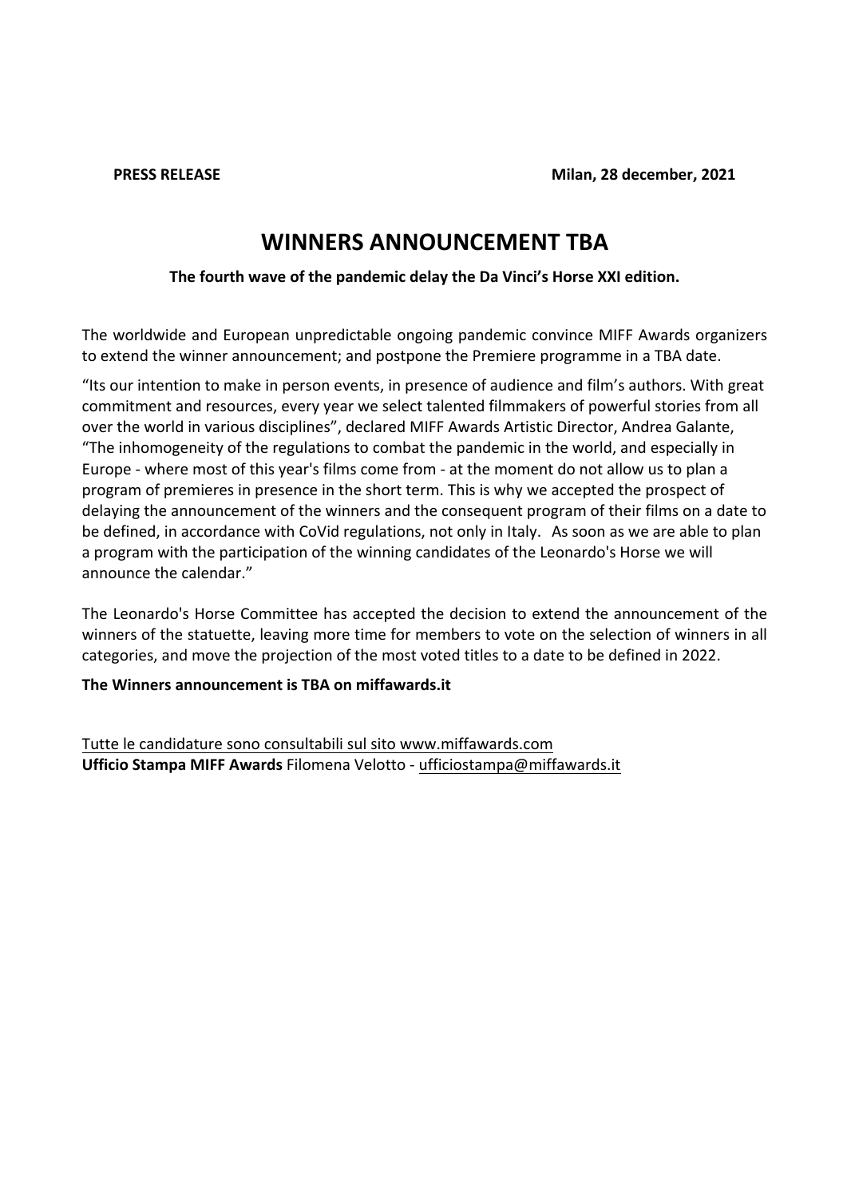**PRESS RELEASE** **Milan, 28 december, 2021**

# WINNERS ANNOUNCEMENT TBA

**The fourth wave of the pandemic delay the Da Vinci's Horse XXI edition.**

The worldwide and European unpredictable ongoing pandemic convince MIFF Awards organizers to extend the winner announcement; and postpone the Premiere programme in a TBA date.

"Its our intention to make in person events, in presence of audience and film's authors. With great commitment and resources, every year we select talented filmmakers of powerful stories from all over the world in various disciplines", declared MIFF Awards Artistic Director, Andrea Galante, "The inhomogeneity of the regulations to combat the pandemic in the world, and especially in Europe - where most of this year's films come from - at the moment do not allow us to plan a program of premieres in presence in the short term. This is why we accepted the prospect of delaying the announcement of the winners and the consequent program of their films on a date to be defined, in accordance with CoVid regulations, not only in Italy. As soon as we are able to plan a program with the participation of the winning candidates of the Leonardo's Horse we will announce the calendar."

The Leonardo's Horse Committee has accepted the decision to extend the announcement of the winners of the statuette, leaving more time for members to vote on the selection of winners in all categories, and move the projection of the most voted titles to a date to be defined in 2022.

**The Winners announcement is TBA on miffawards.it**

Tutte le candidature sono consultabili sul sito www.miffawards.com
**Ufficio Stampa MIFF Awards** Filomena Velotto - ufficiostampa@miffawards.it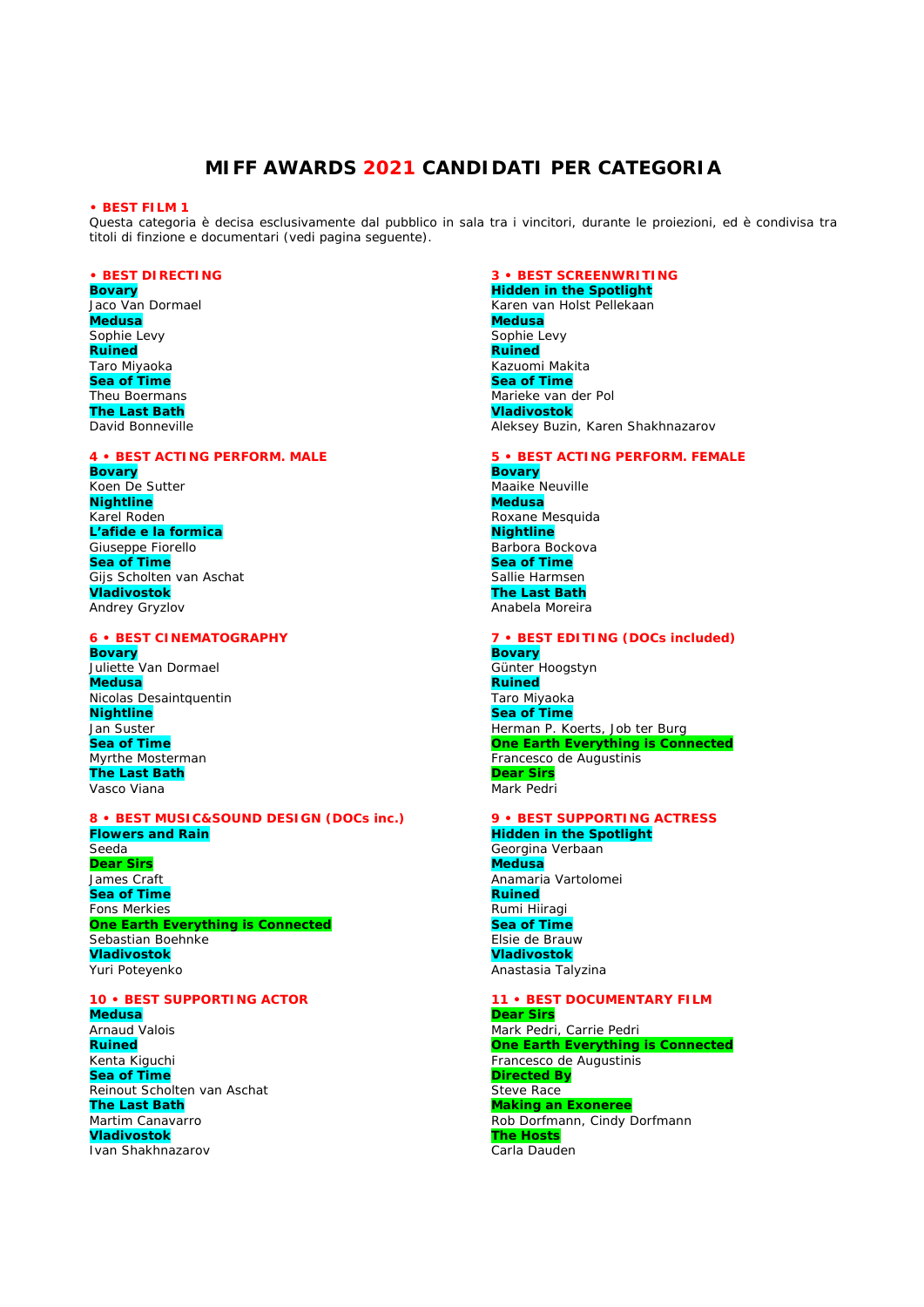# MIFF AWARDS 2021 CANDIDATI PER CATEGORIA

## • BEST FILM 1

Questa categoria è decisa esclusivamente dal pubblico in sala tra i vincitori, durante le proiezioni, ed è condivisa tra titoli di finzione e documentari (vedi pagina seguente).

## • BEST DIRECTING

**Bovary**
Jaco Van Dormael
**Medusa**
Sophie Levy
**Ruined**
Taro Miyaoka
**Sea of Time**
Theu Boermans
**The Last Bath**
David Bonneville

## 3 • BEST SCREENWRITING

**Hidden in the Spotlight**
Karen van Holst Pellekaan
**Medusa**
Sophie Levy
**Ruined**
Kazuomi Makita
**Sea of Time**
Marieke van der Pol
**Vladivostok**
Aleksey Buzin, Karen Shakhnazarov

## 4 • BEST ACTING PERFORM. MALE

**Bovary**
Koen De Sutter
**Nightline**
Karel Roden
**L'afide e la formica**
Giuseppe Fiorello
**Sea of Time**
Gijs Scholten van Aschat
**Vladivostok**
Andrey Gryzlov

## 5 • BEST ACTING PERFORM. FEMALE

**Bovary**
Maaike Neuville
**Medusa**
Roxane Mesquida
**Nightline**
Barbora Bockova
**Sea of Time**
Sallie Harmsen
**The Last Bath**
Anabela Moreira

## 6 • BEST CINEMATOGRAPHY

**Bovary**
Juliette Van Dormael
**Medusa**
Nicolas Desaintquentin
**Nightline**
Jan Suster
**Sea of Time**
Myrthe Mosterman
**The Last Bath**
Vasco Viana

## 7 • BEST EDITING (DOCs included)

**Bovary**
Günter Hoogstyn
**Ruined**
Taro Miyaoka
**Sea of Time**
Herman P. Koerts, Job ter Burg
**One Earth Everything is Connected**
Francesco de Augustinis
**Dear Sirs**
Mark Pedri

## 8 • BEST MUSIC&SOUND DESIGN (DOCs inc.)

**Flowers and Rain**
Seeda
**Dear Sirs**
James Craft
**Sea of Time**
Fons Merkies
**One Earth Everything is Connected**
Sebastian Boehnke
**Vladivostok**
Yuri Poteyenko

## 9 • BEST SUPPORTING ACTRESS

**Hidden in the Spotlight**
Georgina Verbaan
**Medusa**
Anamaria Vartolomei
**Ruined**
Rumi Hiiragi
**Sea of Time**
Elsie de Brauw
**Vladivostok**
Anastasia Talyzina

## 10 • BEST SUPPORTING ACTOR

**Medusa**
Arnaud Valois
**Ruined**
Kenta Kiguchi
**Sea of Time**
Reinout Scholten van Aschat
**The Last Bath**
Martim Canavarro
**Vladivostok**
Ivan Shakhnazarov

## 11 • BEST DOCUMENTARY FILM

**Dear Sirs**
Mark Pedri, Carrie Pedri
**One Earth Everything is Connected**
Francesco de Augustinis
**Directed By**
Steve Race
**Making an Exoneree**
Rob Dorfmann, Cindy Dorfmann
**The Hosts**
Carla Dauden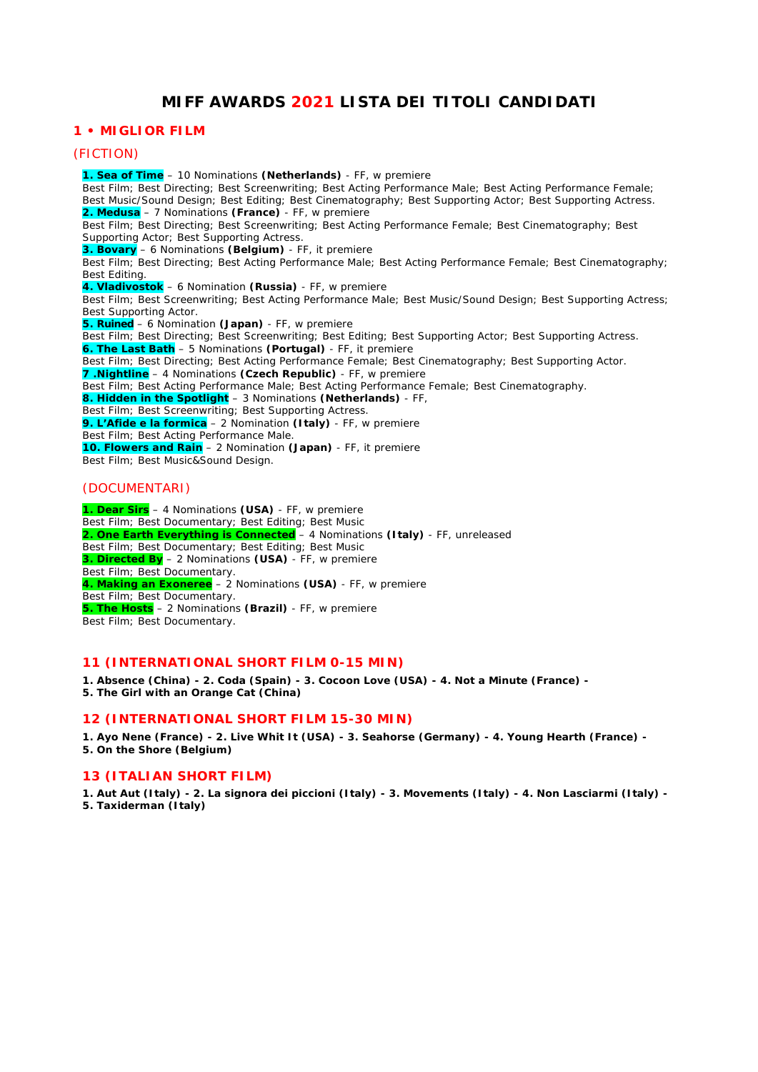# MIFF AWARDS 2021 LISTA DEI TITOLI CANDIDATI

## 1 • MIGLIOR FILM

### (FICTION)

**1. Sea of Time** – 10 Nominations **(Netherlands)** - FF, w premiere
Best Film; Best Directing; Best Screenwriting; Best Acting Performance Male; Best Acting Performance Female; Best Music/Sound Design; Best Editing; Best Cinematography; Best Supporting Actor; Best Supporting Actress.

**2. Medusa** – 7 Nominations **(France)** - FF, w premiere
Best Film; Best Directing; Best Screenwriting; Best Acting Performance Female; Best Cinematography; Best Supporting Actor; Best Supporting Actress.

**3. Bovary** – 6 Nominations **(Belgium)** - FF, it premiere
Best Film; Best Directing; Best Acting Performance Male; Best Acting Performance Female; Best Cinematography; Best Editing.

**4. Vladivostok** – 6 Nomination **(Russia)** - FF, w premiere
Best Film; Best Screenwriting; Best Acting Performance Male; Best Music/Sound Design; Best Supporting Actress; Best Supporting Actor.

**5. Ruined** – 6 Nomination **(Japan)** - FF, w premiere
Best Film; Best Directing; Best Screenwriting; Best Editing; Best Supporting Actor; Best Supporting Actress.

**6. The Last Bath** – 5 Nominations **(Portugal)** - FF, it premiere
Best Film; Best Directing; Best Acting Performance Female; Best Cinematography; Best Supporting Actor.

**7 .Nightline** – 4 Nominations **(Czech Republic)** - FF, w premiere
Best Film; Best Acting Performance Male; Best Acting Performance Female; Best Cinematography.

**8. Hidden in the Spotlight** – 3 Nominations **(Netherlands)** - FF,
Best Film; Best Screenwriting; Best Supporting Actress.

**9. L'Afide e la formica** – 2 Nomination **(Italy)** - FF, w premiere
Best Film; Best Acting Performance Male.

**10. Flowers and Rain** – 2 Nomination **(Japan)** - FF, it premiere
Best Film; Best Music&Sound Design.

### (DOCUMENTARI)

**1. Dear Sirs** – 4 Nominations **(USA)** - FF, w premiere
Best Film; Best Documentary; Best Editing; Best Music

**2. One Earth Everything is Connected** – 4 Nominations **(Italy)** - FF, unreleased
Best Film; Best Documentary; Best Editing; Best Music

**3. Directed By** – 2 Nominations **(USA)** - FF, w premiere
Best Film; Best Documentary.

**4. Making an Exoneree** – 2 Nominations **(USA)** - FF, w premiere
Best Film; Best Documentary.

**5. The Hosts** – 2 Nominations **(Brazil)** - FF, w premiere
Best Film; Best Documentary.

## 11 (INTERNATIONAL SHORT FILM 0-15 MIN)

**1. Absence (China) - 2. Coda (Spain) - 3. Cocoon Love (USA) - 4. Not a Minute (France) - 5. The Girl with an Orange Cat (China)**

## 12 (INTERNATIONAL SHORT FILM 15-30 MIN)

**1. Ayo Nene (France) - 2. Live Whit It (USA) - 3. Seahorse (Germany) - 4. Young Hearth (France) - 5. On the Shore (Belgium)**

## 13 (ITALIAN SHORT FILM)

**1. Aut Aut (Italy) - 2. La signora dei piccioni (Italy) - 3. Movements (Italy) - 4. Non Lasciarmi (Italy) - 5. Taxiderman (Italy)**